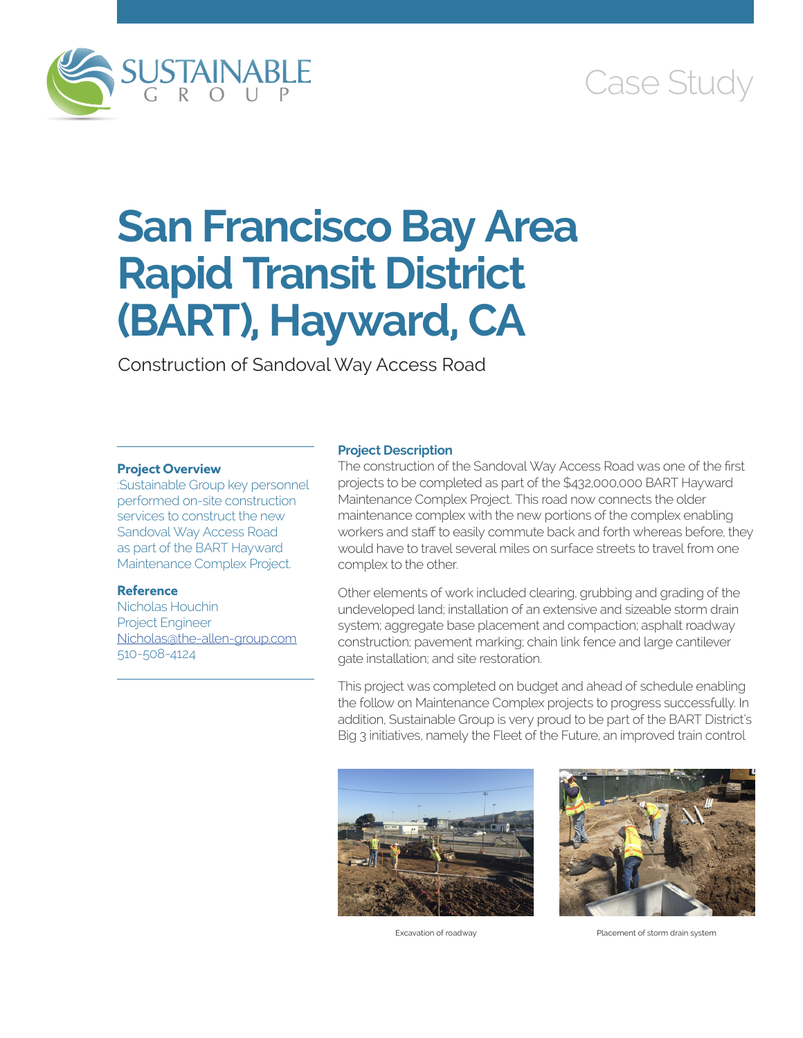SUSTAINABLE GROUP

Case Study

# San Francisco Bay Area Rapid Transit District (BART), Hayward, CA

Construction of Sandoval Way Access Road

### Project Overview

:Sustainable Group key personnel performed on-site construction services to construct the new Sandoval Way Access Road as part of the BART Hayward Maintenance Complex Project.

### Reference

Nicholas Houchin
Project Engineer
Nicholas@the-allen-group.com
510-508-4124

### Project Description

The construction of the Sandoval Way Access Road was one of the first projects to be completed as part of the $432,000,000 BART Hayward Maintenance Complex Project. This road now connects the older maintenance complex with the new portions of the complex enabling workers and staff to easily commute back and forth whereas before, they would have to travel several miles on surface streets to travel from one complex to the other.

Other elements of work included clearing, grubbing and grading of the undeveloped land; installation of an extensive and sizeable storm drain system; aggregate base placement and compaction; asphalt roadway construction; pavement marking; chain link fence and large cantilever gate installation; and site restoration.

This project was completed on budget and ahead of schedule enabling the follow on Maintenance Complex projects to progress successfully. In addition, Sustainable Group is very proud to be part of the BART District's Big 3 initiatives, namely the Fleet of the Future, an improved train control

Excavation of roadway

Placement of storm drain system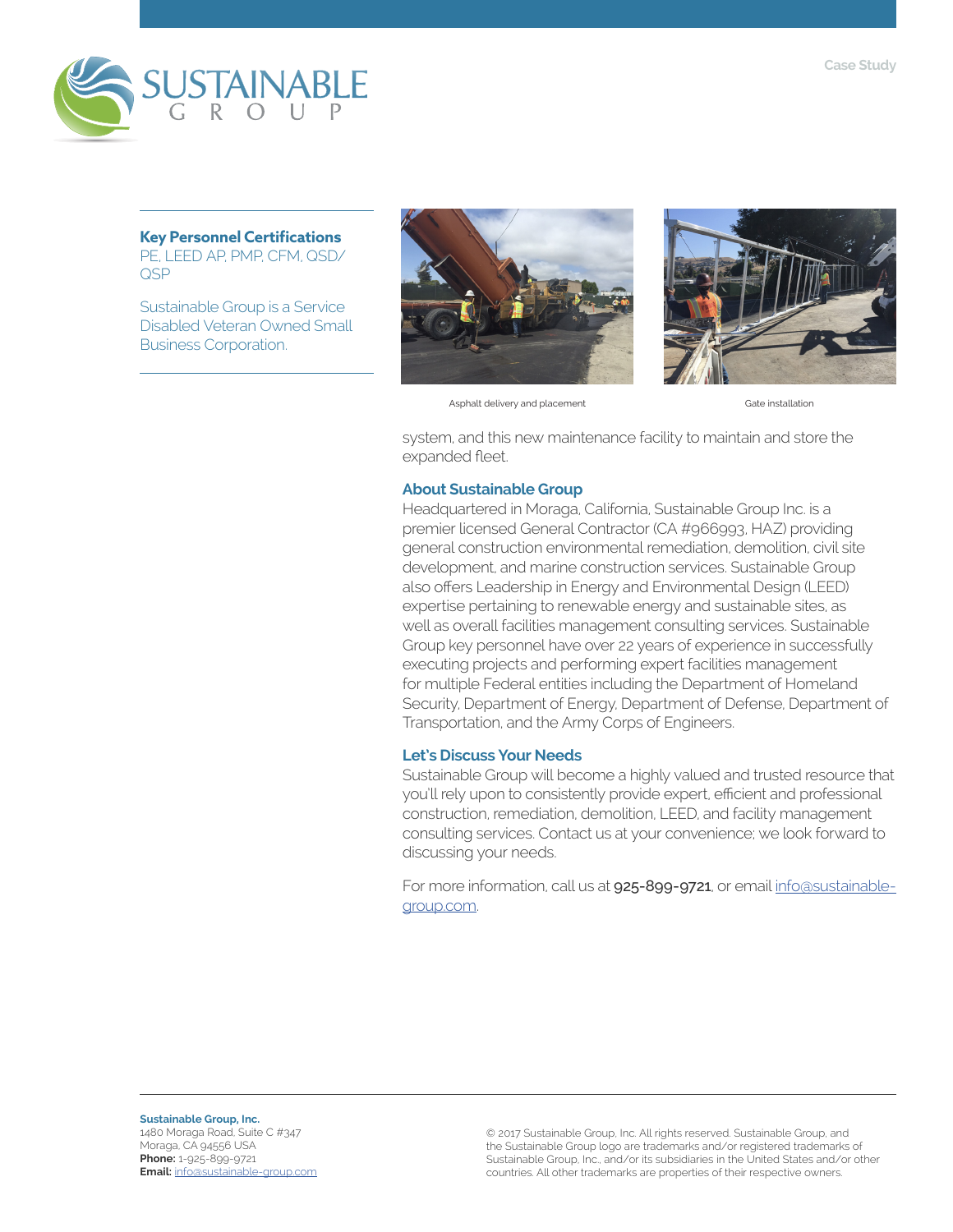**Key Personnel Certifications**
PE, LEED AP, PMP, CFM, QSD/QSP

Sustainable Group is a Service Disabled Veteran Owned Small Business Corporation.

Asphalt delivery and placement

Gate installation

system, and this new maintenance facility to maintain and store the expanded fleet.

## About Sustainable Group

Headquartered in Moraga, California, Sustainable Group Inc. is a premier licensed General Contractor (CA #966993, HAZ) providing general construction environmental remediation, demolition, civil site development, and marine construction services. Sustainable Group also offers Leadership in Energy and Environmental Design (LEED) expertise pertaining to renewable energy and sustainable sites, as well as overall facilities management consulting services. Sustainable Group key personnel have over 22 years of experience in successfully executing projects and performing expert facilities management for multiple Federal entities including the Department of Homeland Security, Department of Energy, Department of Defense, Department of Transportation, and the Army Corps of Engineers.

## Let's Discuss Your Needs

Sustainable Group will become a highly valued and trusted resource that you'll rely upon to consistently provide expert, efficient and professional construction, remediation, demolition, LEED, and facility management consulting services. Contact us at your convenience; we look forward to discussing your needs.

For more information, call us at 925-899-9721, or email info@sustainable-group.com.

**Sustainable Group, Inc.**
1480 Moraga Road, Suite C #347
Moraga, CA 94556 USA
**Phone:** 1-925-899-9721
**Email:** info@sustainable-group.com

© 2017 Sustainable Group, Inc. All rights reserved. Sustainable Group, and the Sustainable Group logo are trademarks and/or registered trademarks of Sustainable Group, Inc., and/or its subsidiaries in the United States and/or other countries. All other trademarks are properties of their respective owners.